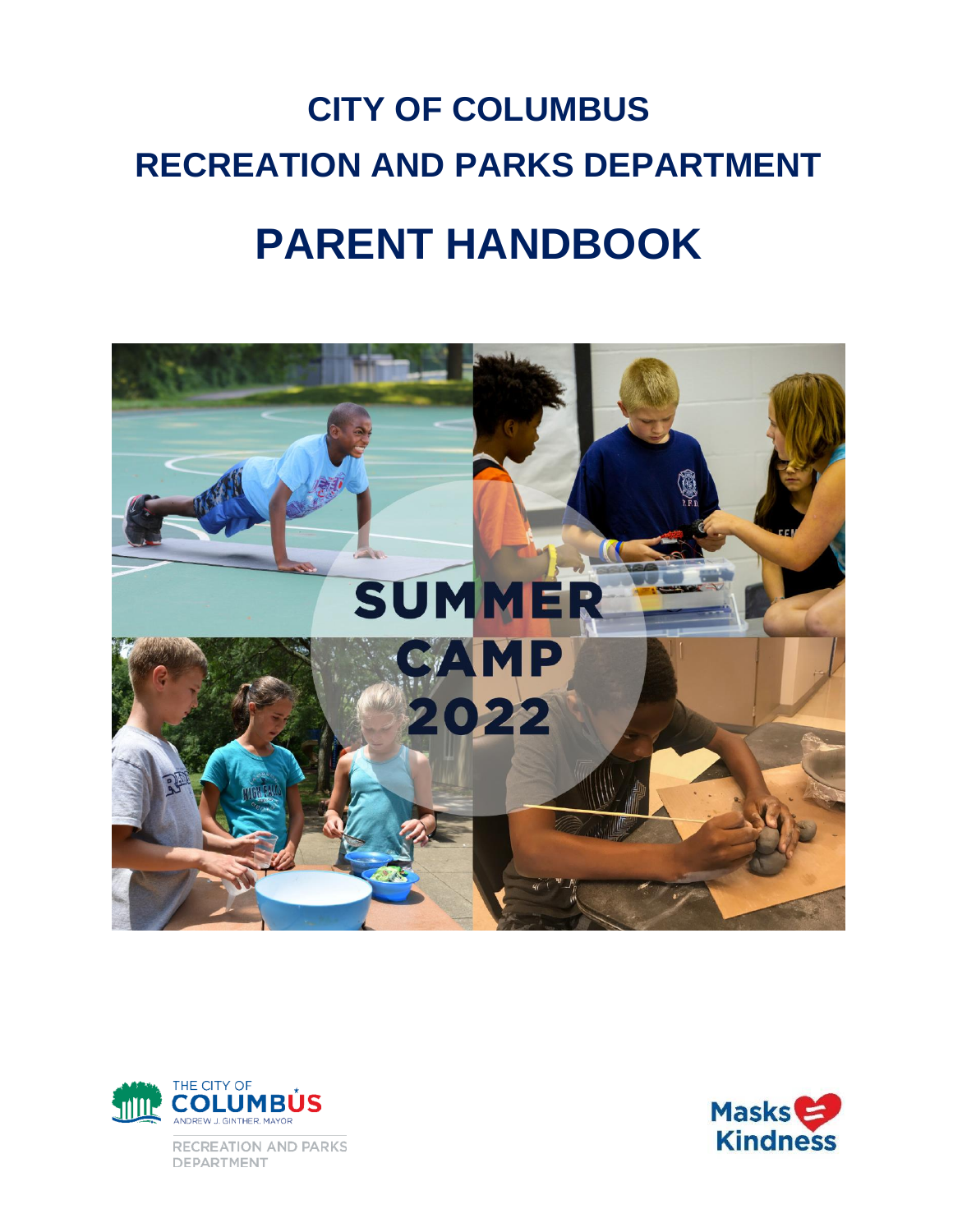# CITY OF COLUMBUS
# RECREATION AND PARKS DEPARTMENT

# PARENT HANDBOOK

SUMMER CAMP 2022

THE CITY OF COLUMBUS
ANDREW J. GINTHER, MAYOR

RECREATION AND PARKS DEPARTMENT

Masks = Kindness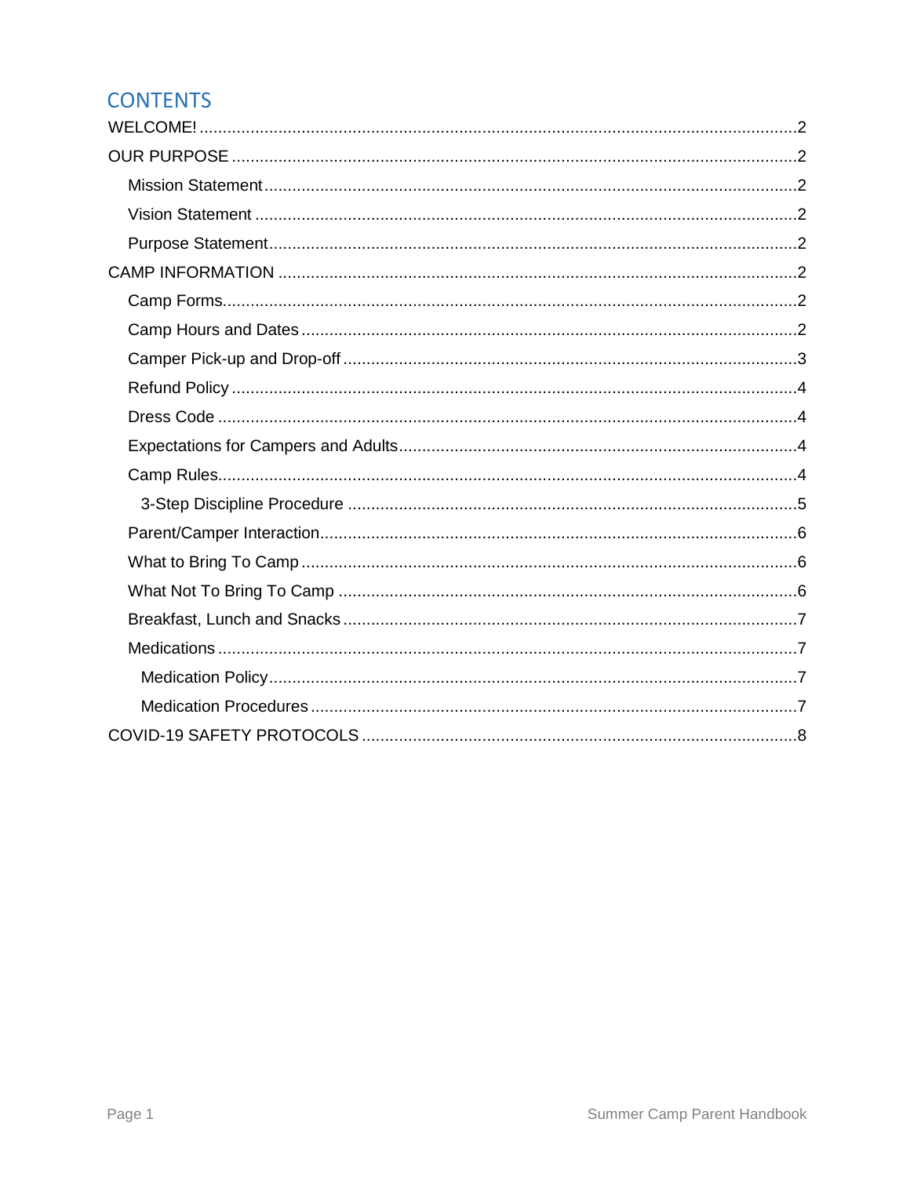# CONTENTS

WELCOME! .....2

OUR PURPOSE .....2

- Mission Statement .....2
- Vision Statement .....2
- Purpose Statement .....2

CAMP INFORMATION .....2

- Camp Forms .....2
- Camp Hours and Dates .....2
- Camper Pick-up and Drop-off .....3
- Refund Policy .....4
- Dress Code .....4
- Expectations for Campers and Adults .....4
- Camp Rules .....4
  - 3-Step Discipline Procedure .....5
- Parent/Camper Interaction .....6
- What to Bring To Camp .....6
- What Not To Bring To Camp .....6
- Breakfast, Lunch and Snacks .....7
- Medications .....7
  - Medication Policy .....7
  - Medication Procedures .....7

COVID-19 SAFETY PROTOCOLS .....8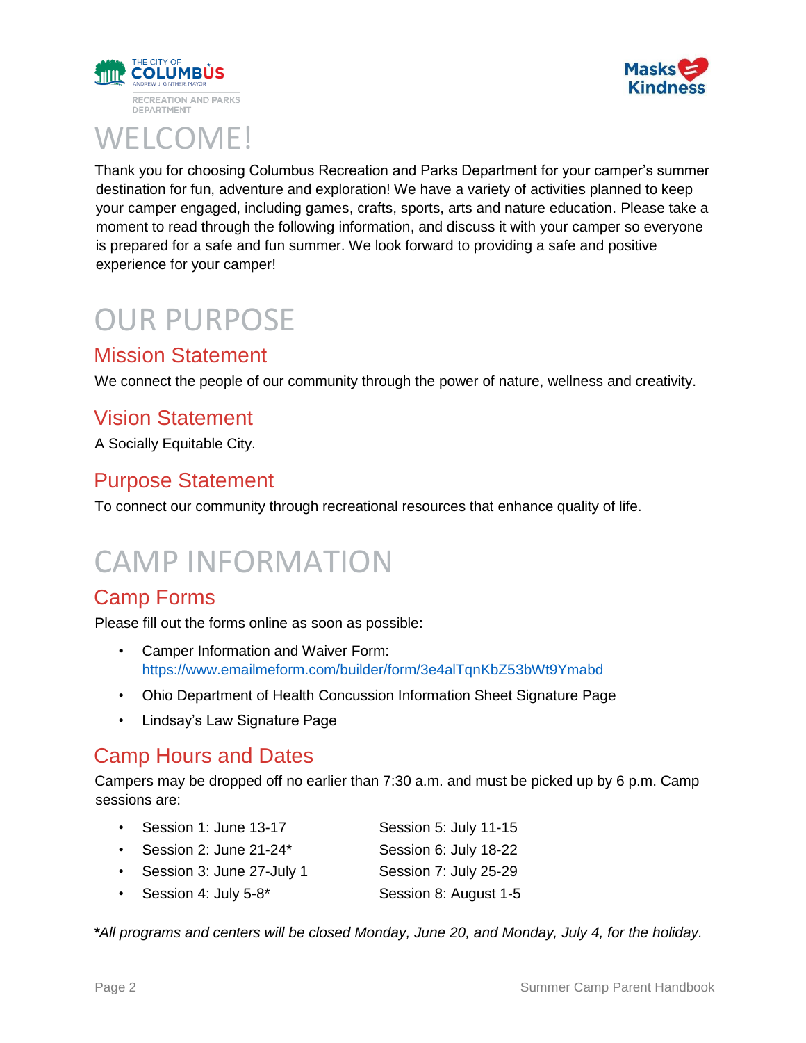# WELCOME!

Thank you for choosing Columbus Recreation and Parks Department for your camper's summer destination for fun, adventure and exploration! We have a variety of activities planned to keep your camper engaged, including games, crafts, sports, arts and nature education. Please take a moment to read through the following information, and discuss it with your camper so everyone is prepared for a safe and fun summer. We look forward to providing a safe and positive experience for your camper!

# OUR PURPOSE

## Mission Statement

We connect the people of our community through the power of nature, wellness and creativity.

## Vision Statement

A Socially Equitable City.

## Purpose Statement

To connect our community through recreational resources that enhance quality of life.

# CAMP INFORMATION

## Camp Forms

Please fill out the forms online as soon as possible:

- Camper Information and Waiver Form: https://www.emailmeform.com/builder/form/3e4alTqnKbZ53bWt9Ymabd
- Ohio Department of Health Concussion Information Sheet Signature Page
- Lindsay's Law Signature Page

## Camp Hours and Dates

Campers may be dropped off no earlier than 7:30 a.m. and must be picked up by 6 p.m. Camp sessions are:

- Session 1: June 13-17
- Session 2: June 21-24*
- Session 3: June 27-July 1
- Session 4: July 5-8*
- Session 5: July 11-15
- Session 6: July 18-22
- Session 7: July 25-29
- Session 8: August 1-5

***All programs and centers will be closed Monday, June 20, and Monday, July 4, for the holiday.***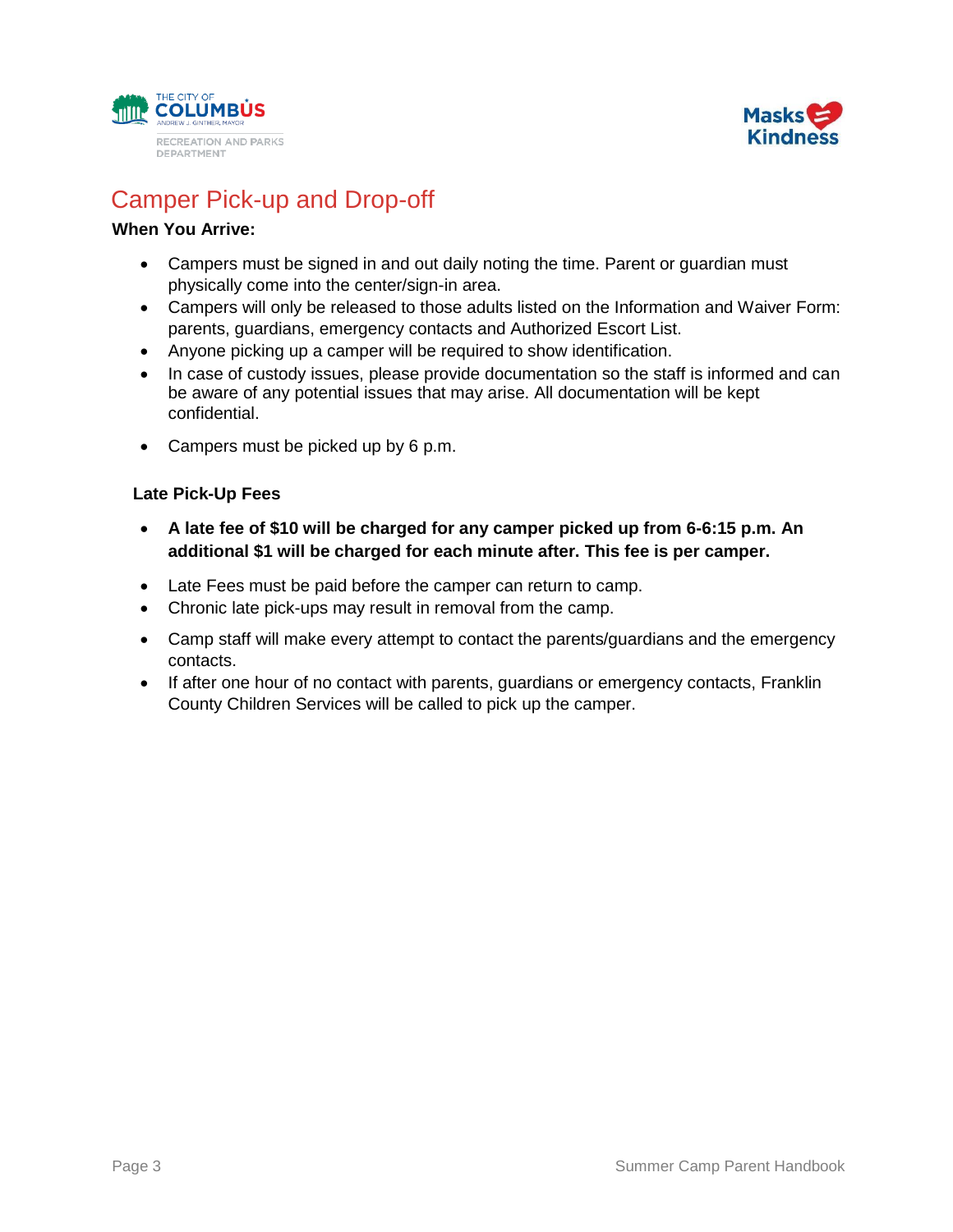## Camper Pick-up and Drop-off

**When You Arrive:**

- Campers must be signed in and out daily noting the time. Parent or guardian must physically come into the center/sign-in area.
- Campers will only be released to those adults listed on the Information and Waiver Form: parents, guardians, emergency contacts and Authorized Escort List.
- Anyone picking up a camper will be required to show identification.
- In case of custody issues, please provide documentation so the staff is informed and can be aware of any potential issues that may arise. All documentation will be kept confidential.
- Campers must be picked up by 6 p.m.

**Late Pick-Up Fees**

- **A late fee of $10 will be charged for any camper picked up from 6-6:15 p.m. An additional $1 will be charged for each minute after. This fee is per camper.**
- Late Fees must be paid before the camper can return to camp.
- Chronic late pick-ups may result in removal from the camp.
- Camp staff will make every attempt to contact the parents/guardians and the emergency contacts.
- If after one hour of no contact with parents, guardians or emergency contacts, Franklin County Children Services will be called to pick up the camper.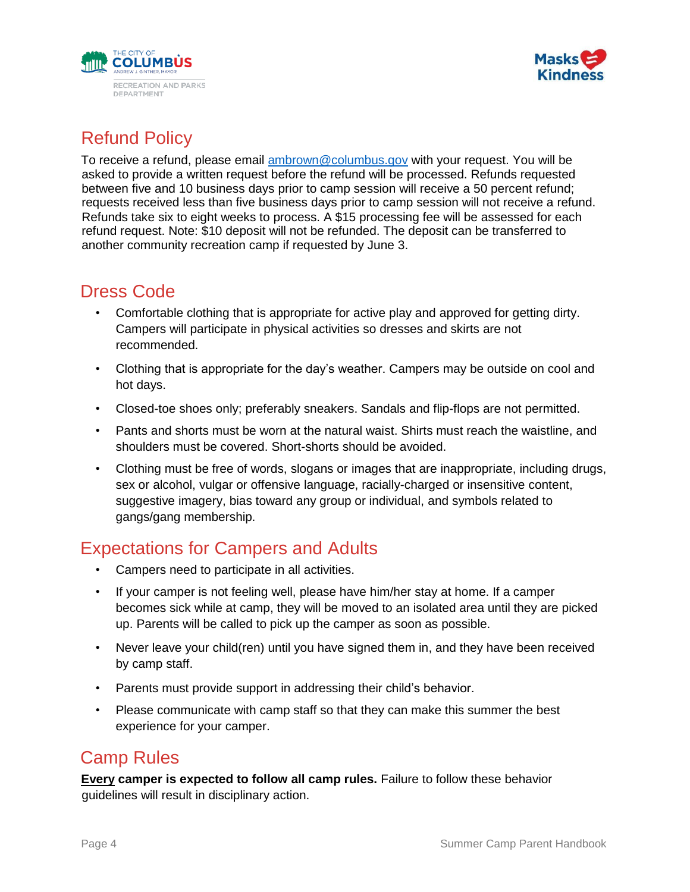## Refund Policy

To receive a refund, please email ambrown@columbus.gov with your request. You will be asked to provide a written request before the refund will be processed. Refunds requested between five and 10 business days prior to camp session will receive a 50 percent refund; requests received less than five business days prior to camp session will not receive a refund. Refunds take six to eight weeks to process. A $15 processing fee will be assessed for each refund request. Note: $10 deposit will not be refunded. The deposit can be transferred to another community recreation camp if requested by June 3.

## Dress Code

- Comfortable clothing that is appropriate for active play and approved for getting dirty. Campers will participate in physical activities so dresses and skirts are not recommended.
- Clothing that is appropriate for the day's weather. Campers may be outside on cool and hot days.
- Closed-toe shoes only; preferably sneakers. Sandals and flip-flops are not permitted.
- Pants and shorts must be worn at the natural waist. Shirts must reach the waistline, and shoulders must be covered. Short-shorts should be avoided.
- Clothing must be free of words, slogans or images that are inappropriate, including drugs, sex or alcohol, vulgar or offensive language, racially-charged or insensitive content, suggestive imagery, bias toward any group or individual, and symbols related to gangs/gang membership.

## Expectations for Campers and Adults

- Campers need to participate in all activities.
- If your camper is not feeling well, please have him/her stay at home. If a camper becomes sick while at camp, they will be moved to an isolated area until they are picked up. Parents will be called to pick up the camper as soon as possible.
- Never leave your child(ren) until you have signed them in, and they have been received by camp staff.
- Parents must provide support in addressing their child's behavior.
- Please communicate with camp staff so that they can make this summer the best experience for your camper.

## Camp Rules

<u>**Every**</u> **camper is expected to follow all camp rules.** Failure to follow these behavior guidelines will result in disciplinary action.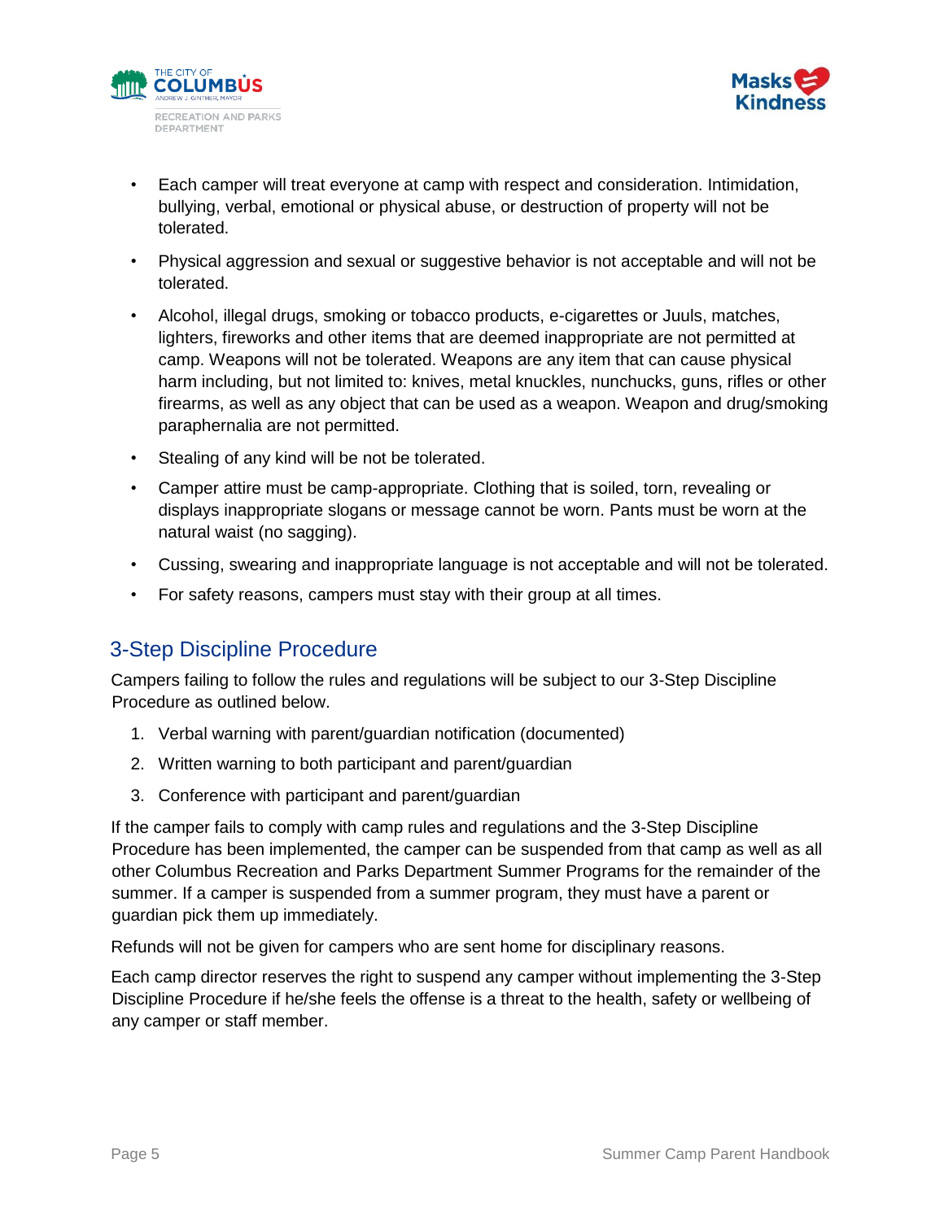- Each camper will treat everyone at camp with respect and consideration. Intimidation, bullying, verbal, emotional or physical abuse, or destruction of property will not be tolerated.
- Physical aggression and sexual or suggestive behavior is not acceptable and will not be tolerated.
- Alcohol, illegal drugs, smoking or tobacco products, e-cigarettes or Juuls, matches, lighters, fireworks and other items that are deemed inappropriate are not permitted at camp. Weapons will not be tolerated. Weapons are any item that can cause physical harm including, but not limited to: knives, metal knuckles, nunchucks, guns, rifles or other firearms, as well as any object that can be used as a weapon. Weapon and drug/smoking paraphernalia are not permitted.
- Stealing of any kind will be not be tolerated.
- Camper attire must be camp-appropriate. Clothing that is soiled, torn, revealing or displays inappropriate slogans or message cannot be worn. Pants must be worn at the natural waist (no sagging).
- Cussing, swearing and inappropriate language is not acceptable and will not be tolerated.
- For safety reasons, campers must stay with their group at all times.

## 3-Step Discipline Procedure

Campers failing to follow the rules and regulations will be subject to our 3-Step Discipline Procedure as outlined below.

1. Verbal warning with parent/guardian notification (documented)
2. Written warning to both participant and parent/guardian
3. Conference with participant and parent/guardian

If the camper fails to comply with camp rules and regulations and the 3-Step Discipline Procedure has been implemented, the camper can be suspended from that camp as well as all other Columbus Recreation and Parks Department Summer Programs for the remainder of the summer. If a camper is suspended from a summer program, they must have a parent or guardian pick them up immediately.

Refunds will not be given for campers who are sent home for disciplinary reasons.

Each camp director reserves the right to suspend any camper without implementing the 3-Step Discipline Procedure if he/she feels the offense is a threat to the health, safety or wellbeing of any camper or staff member.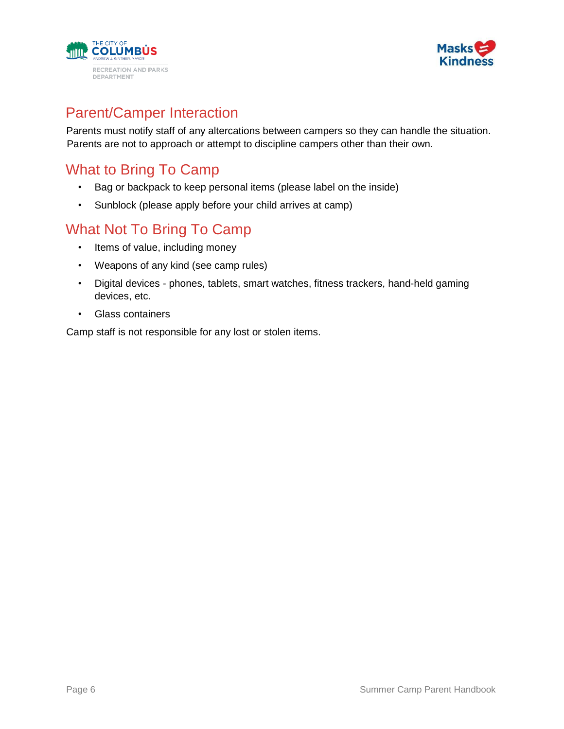## Parent/Camper Interaction

Parents must notify staff of any altercations between campers so they can handle the situation. Parents are not to approach or attempt to discipline campers other than their own.

## What to Bring To Camp

- Bag or backpack to keep personal items (please label on the inside)
- Sunblock (please apply before your child arrives at camp)

## What Not To Bring To Camp

- Items of value, including money
- Weapons of any kind (see camp rules)
- Digital devices - phones, tablets, smart watches, fitness trackers, hand-held gaming devices, etc.
- Glass containers

Camp staff is not responsible for any lost or stolen items.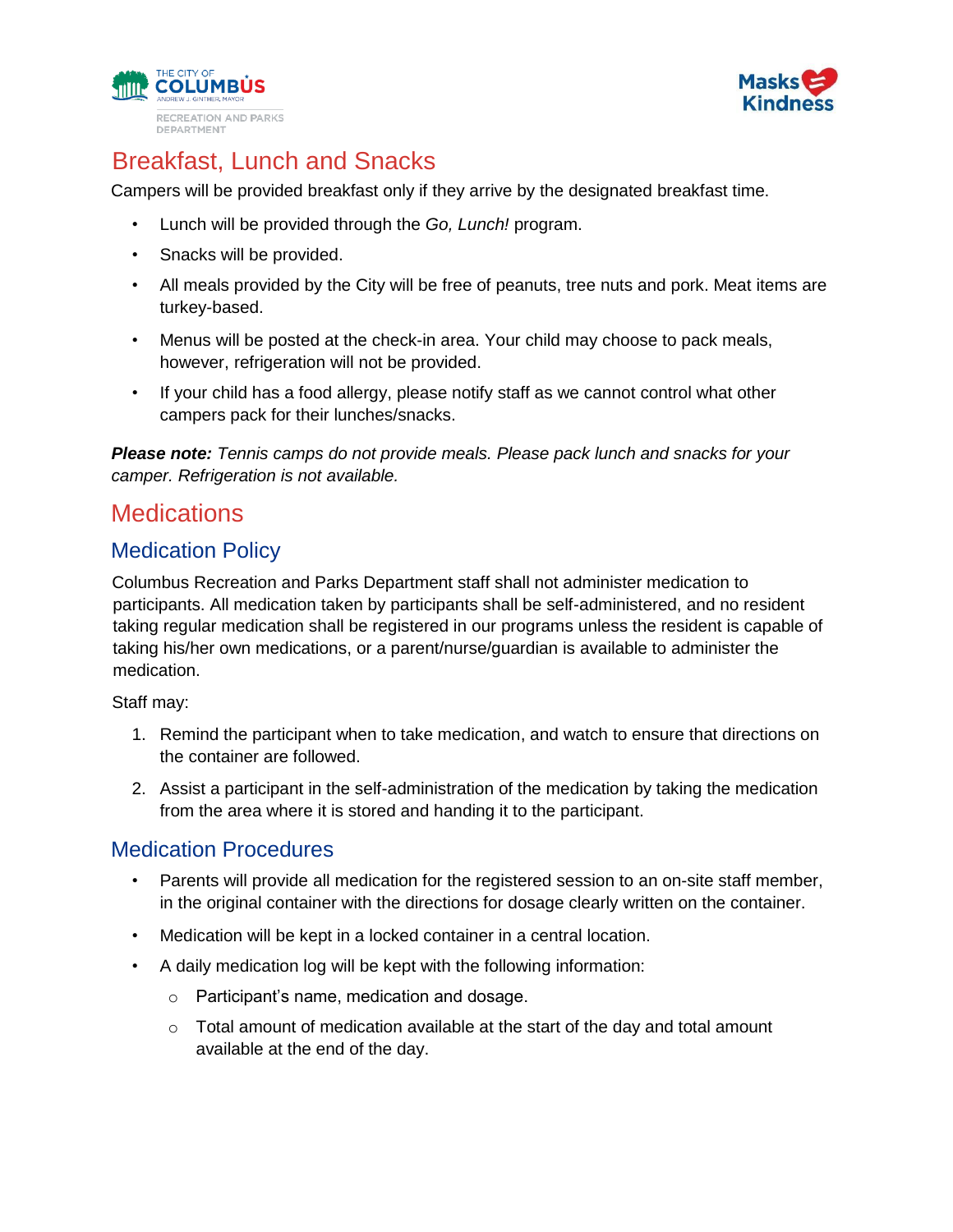# Breakfast, Lunch and Snacks

Campers will be provided breakfast only if they arrive by the designated breakfast time.

- Lunch will be provided through the *Go, Lunch!* program.
- Snacks will be provided.
- All meals provided by the City will be free of peanuts, tree nuts and pork. Meat items are turkey-based.
- Menus will be posted at the check-in area. Your child may choose to pack meals, however, refrigeration will not be provided.
- If your child has a food allergy, please notify staff as we cannot control what other campers pack for their lunches/snacks.

***Please note:*** *Tennis camps do not provide meals. Please pack lunch and snacks for your camper. Refrigeration is not available.*

# Medications

## Medication Policy

Columbus Recreation and Parks Department staff shall not administer medication to participants. All medication taken by participants shall be self-administered, and no resident taking regular medication shall be registered in our programs unless the resident is capable of taking his/her own medications, or a parent/nurse/guardian is available to administer the medication.

Staff may:

1. Remind the participant when to take medication, and watch to ensure that directions on the container are followed.
2. Assist a participant in the self-administration of the medication by taking the medication from the area where it is stored and handing it to the participant.

## Medication Procedures

- Parents will provide all medication for the registered session to an on-site staff member, in the original container with the directions for dosage clearly written on the container.
- Medication will be kept in a locked container in a central location.
- A daily medication log will be kept with the following information:
  - Participant's name, medication and dosage.
  - Total amount of medication available at the start of the day and total amount available at the end of the day.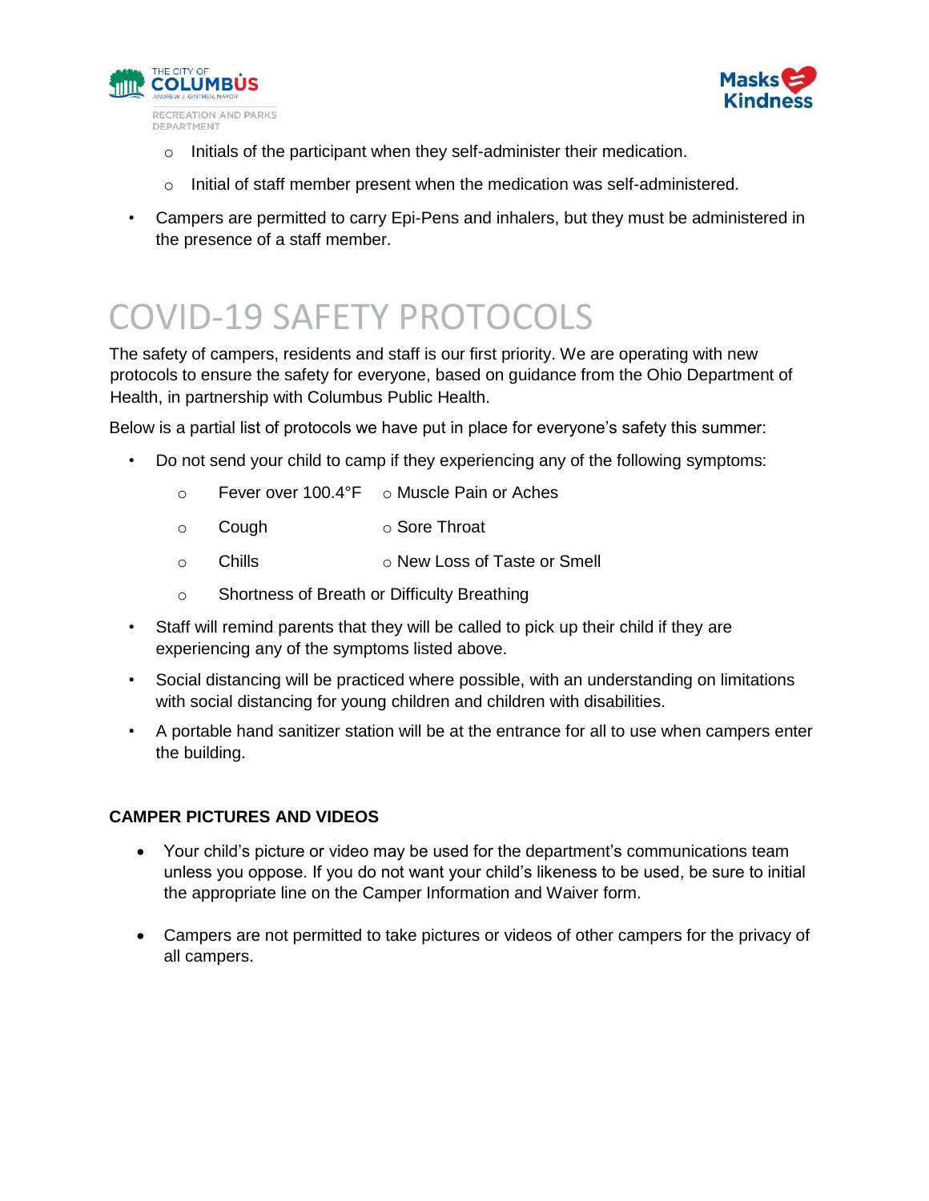- Initials of the participant when they self-administer their medication.
- Initial of staff member present when the medication was self-administered.

- Campers are permitted to carry Epi-Pens and inhalers, but they must be administered in the presence of a staff member.

# COVID-19 SAFETY PROTOCOLS

The safety of campers, residents and staff is our first priority. We are operating with new protocols to ensure the safety for everyone, based on guidance from the Ohio Department of Health, in partnership with Columbus Public Health.

Below is a partial list of protocols we have put in place for everyone's safety this summer:

- Do not send your child to camp if they experiencing any of the following symptoms:
  - Fever over 100.4°F
  - Muscle Pain or Aches
  - Cough
  - Sore Throat
  - Chills
  - New Loss of Taste or Smell
  - Shortness of Breath or Difficulty Breathing
- Staff will remind parents that they will be called to pick up their child if they are experiencing any of the symptoms listed above.
- Social distancing will be practiced where possible, with an understanding on limitations with social distancing for young children and children with disabilities.
- A portable hand sanitizer station will be at the entrance for all to use when campers enter the building.

**CAMPER PICTURES AND VIDEOS**

- Your child's picture or video may be used for the department's communications team unless you oppose. If you do not want your child's likeness to be used, be sure to initial the appropriate line on the Camper Information and Waiver form.

- Campers are not permitted to take pictures or videos of other campers for the privacy of all campers.